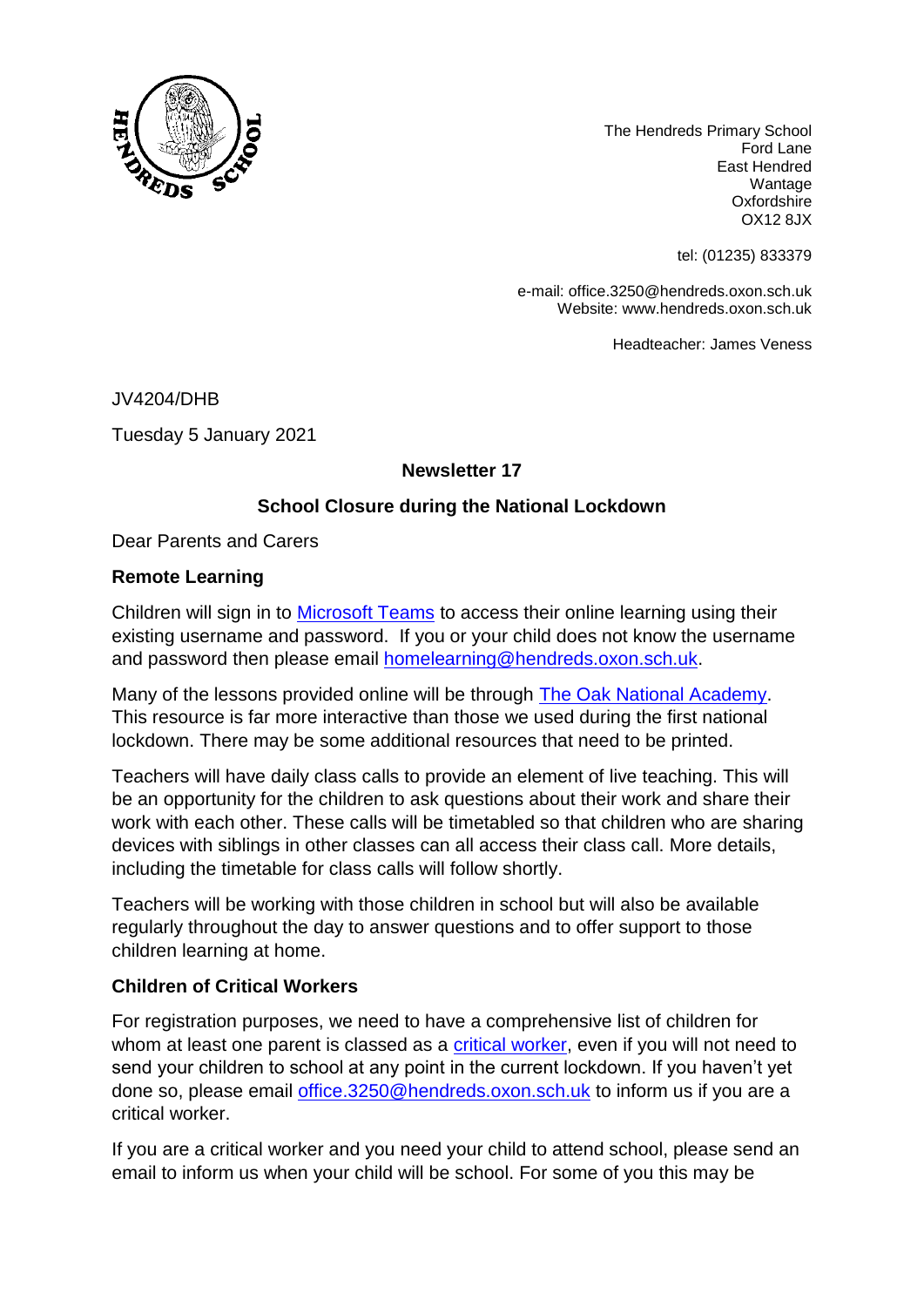The Hendreds Primary School
Ford Lane
East Hendred
Wantage
Oxfordshire
OX12 8JX

tel: (01235) 833379

e-mail: office.3250@hendreds.oxon.sch.uk
Website: www.hendreds.oxon.sch.uk

Headteacher: James Veness

JV4204/DHB

Tuesday 5 January 2021

**Newsletter 17**

**School Closure during the National Lockdown**

Dear Parents and Carers

**Remote Learning**

Children will sign in to Microsoft Teams to access their online learning using their existing username and password. If you or your child does not know the username and password then please email homelearning@hendreds.oxon.sch.uk.

Many of the lessons provided online will be through The Oak National Academy. This resource is far more interactive than those we used during the first national lockdown. There may be some additional resources that need to be printed.

Teachers will have daily class calls to provide an element of live teaching. This will be an opportunity for the children to ask questions about their work and share their work with each other. These calls will be timetabled so that children who are sharing devices with siblings in other classes can all access their class call. More details, including the timetable for class calls will follow shortly.

Teachers will be working with those children in school but will also be available regularly throughout the day to answer questions and to offer support to those children learning at home.

**Children of Critical Workers**

For registration purposes, we need to have a comprehensive list of children for whom at least one parent is classed as a critical worker, even if you will not need to send your children to school at any point in the current lockdown. If you haven't yet done so, please email office.3250@hendreds.oxon.sch.uk to inform us if you are a critical worker.

If you are a critical worker and you need your child to attend school, please send an email to inform us when your child will be school. For some of you this may be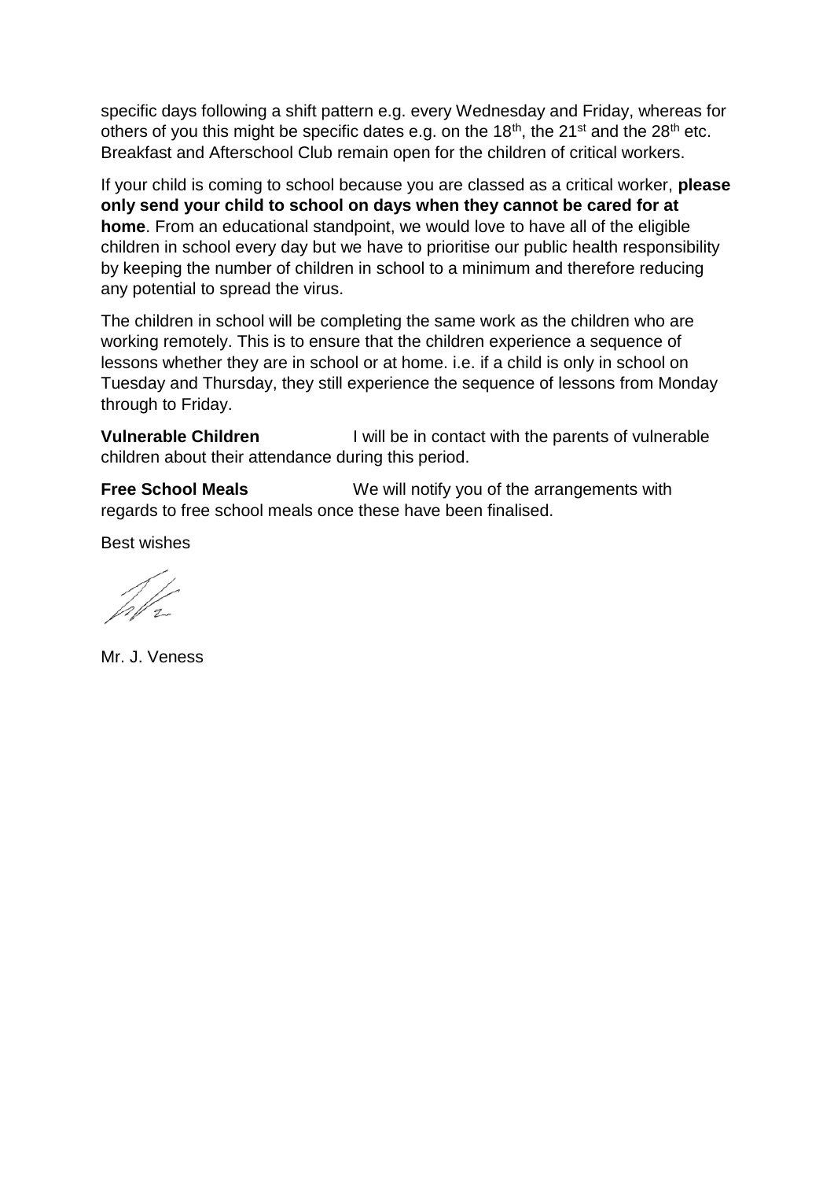specific days following a shift pattern e.g. every Wednesday and Friday, whereas for others of you this might be specific dates e.g. on the 18th, the 21st and the 28th etc. Breakfast and Afterschool Club remain open for the children of critical workers.

If your child is coming to school because you are classed as a critical worker, **please only send your child to school on days when they cannot be cared for at home**. From an educational standpoint, we would love to have all of the eligible children in school every day but we have to prioritise our public health responsibility by keeping the number of children in school to a minimum and therefore reducing any potential to spread the virus.

The children in school will be completing the same work as the children who are working remotely. This is to ensure that the children experience a sequence of lessons whether they are in school or at home. i.e. if a child is only in school on Tuesday and Thursday, they still experience the sequence of lessons from Monday through to Friday.

**Vulnerable Children** I will be in contact with the parents of vulnerable children about their attendance during this period.

**Free School Meals** We will notify you of the arrangements with regards to free school meals once these have been finalised.

Best wishes

Mr. J. Veness